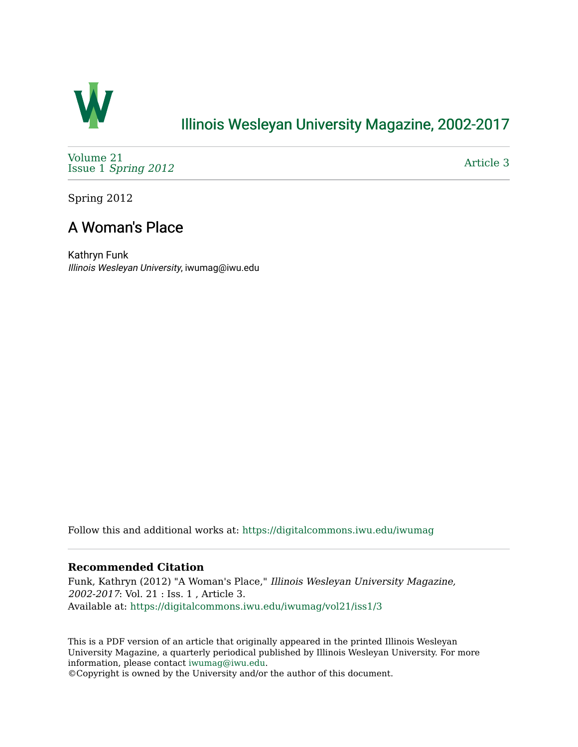# Illinois Wesleyan University Magazine, 2002-2017

Volume 21
Issue 1 *Spring 2012*

Article 3

Spring 2012

## A Woman's Place

Kathryn Funk
*Illinois Wesleyan University*, iwumag@iwu.edu

Follow this and additional works at: https://digitalcommons.iwu.edu/iwumag

### Recommended Citation

Funk, Kathryn (2012) "A Woman's Place," *Illinois Wesleyan University Magazine, 2002-2017*: Vol. 21 : Iss. 1 , Article 3.
Available at: https://digitalcommons.iwu.edu/iwumag/vol21/iss1/3

This is a PDF version of an article that originally appeared in the printed Illinois Wesleyan University Magazine, a quarterly periodical published by Illinois Wesleyan University. For more information, please contact iwumag@iwu.edu.
©Copyright is owned by the University and/or the author of this document.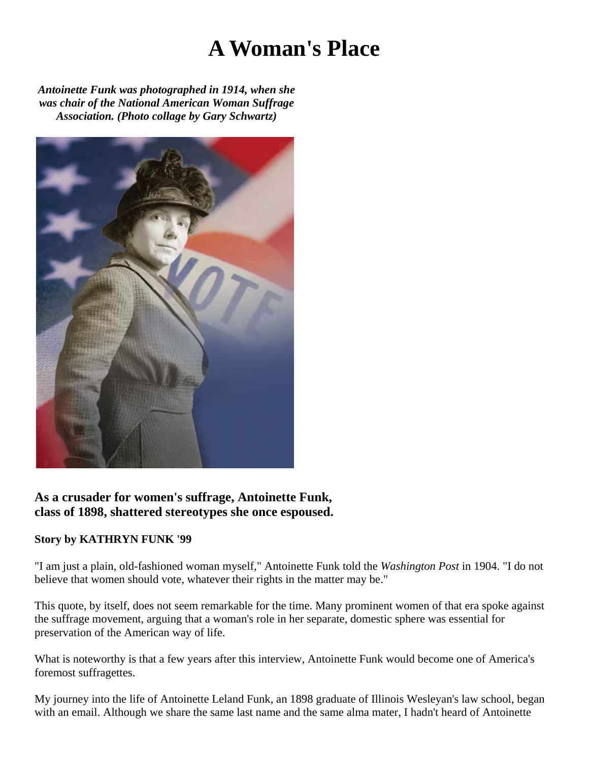# A Woman's Place

***Antoinette Funk was photographed in 1914, when she was chair of the National American Woman Suffrage Association. (Photo collage by Gary Schwartz)***

### As a crusader for women's suffrage, Antoinette Funk, class of 1898, shattered stereotypes she once espoused.

**Story by KATHRYN FUNK '99**

"I am just a plain, old-fashioned woman myself," Antoinette Funk told the *Washington Post* in 1904. "I do not believe that women should vote, whatever their rights in the matter may be."

This quote, by itself, does not seem remarkable for the time. Many prominent women of that era spoke against the suffrage movement, arguing that a woman's role in her separate, domestic sphere was essential for preservation of the American way of life.

What is noteworthy is that a few years after this interview, Antoinette Funk would become one of America's foremost suffragettes.

My journey into the life of Antoinette Leland Funk, an 1898 graduate of Illinois Wesleyan's law school, began with an email. Although we share the same last name and the same alma mater, I hadn't heard of Antoinette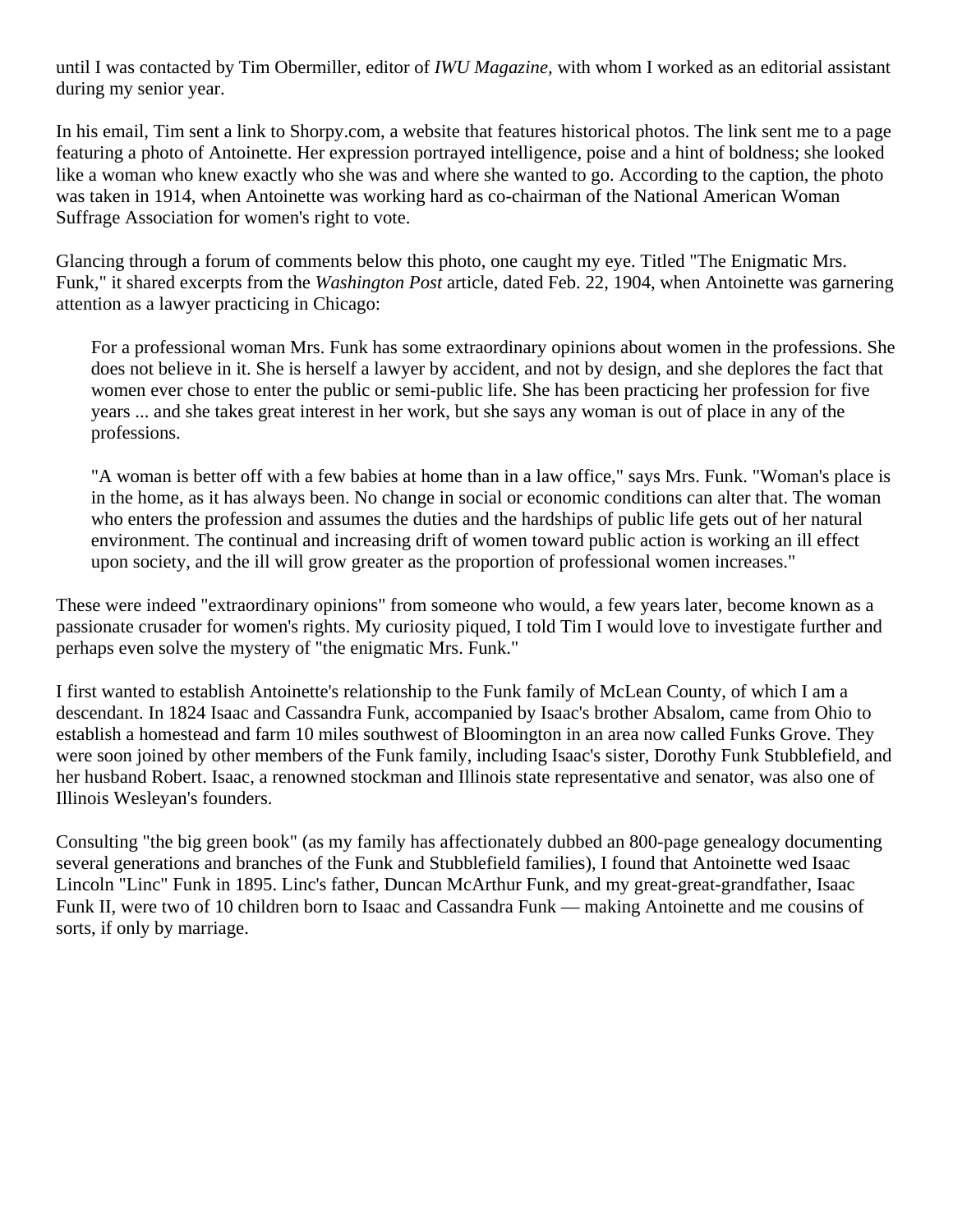until I was contacted by Tim Obermiller, editor of *IWU Magazine,* with whom I worked as an editorial assistant during my senior year.

In his email, Tim sent a link to Shorpy.com, a website that features historical photos. The link sent me to a page featuring a photo of Antoinette. Her expression portrayed intelligence, poise and a hint of boldness; she looked like a woman who knew exactly who she was and where she wanted to go. According to the caption, the photo was taken in 1914, when Antoinette was working hard as co-chairman of the National American Woman Suffrage Association for women's right to vote.

Glancing through a forum of comments below this photo, one caught my eye. Titled "The Enigmatic Mrs. Funk," it shared excerpts from the *Washington Post* article, dated Feb. 22, 1904, when Antoinette was garnering attention as a lawyer practicing in Chicago:

> For a professional woman Mrs. Funk has some extraordinary opinions about women in the professions. She does not believe in it. She is herself a lawyer by accident, and not by design, and she deplores the fact that women ever chose to enter the public or semi-public life. She has been practicing her profession for five years ... and she takes great interest in her work, but she says any woman is out of place in any of the professions.
>
> "A woman is better off with a few babies at home than in a law office," says Mrs. Funk. "Woman's place is in the home, as it has always been. No change in social or economic conditions can alter that. The woman who enters the profession and assumes the duties and the hardships of public life gets out of her natural environment. The continual and increasing drift of women toward public action is working an ill effect upon society, and the ill will grow greater as the proportion of professional women increases."

These were indeed "extraordinary opinions" from someone who would, a few years later, become known as a passionate crusader for women's rights. My curiosity piqued, I told Tim I would love to investigate further and perhaps even solve the mystery of "the enigmatic Mrs. Funk."

I first wanted to establish Antoinette's relationship to the Funk family of McLean County, of which I am a descendant. In 1824 Isaac and Cassandra Funk, accompanied by Isaac's brother Absalom, came from Ohio to establish a homestead and farm 10 miles southwest of Bloomington in an area now called Funks Grove. They were soon joined by other members of the Funk family, including Isaac's sister, Dorothy Funk Stubblefield, and her husband Robert. Isaac, a renowned stockman and Illinois state representative and senator, was also one of Illinois Wesleyan's founders.

Consulting "the big green book" (as my family has affectionately dubbed an 800-page genealogy documenting several generations and branches of the Funk and Stubblefield families), I found that Antoinette wed Isaac Lincoln "Linc" Funk in 1895. Linc's father, Duncan McArthur Funk, and my great-great-grandfather, Isaac Funk II, were two of 10 children born to Isaac and Cassandra Funk — making Antoinette and me cousins of sorts, if only by marriage.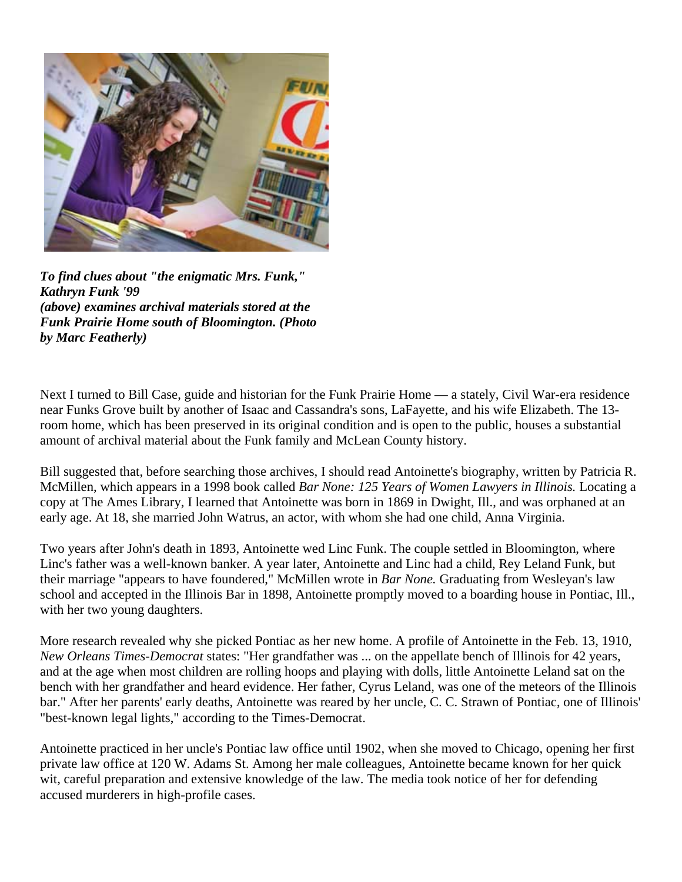*To find clues about "the enigmatic Mrs. Funk," Kathryn Funk '99 (above) examines archival materials stored at the Funk Prairie Home south of Bloomington. (Photo by Marc Featherly)*

Next I turned to Bill Case, guide and historian for the Funk Prairie Home — a stately, Civil War-era residence near Funks Grove built by another of Isaac and Cassandra's sons, LaFayette, and his wife Elizabeth. The 13-room home, which has been preserved in its original condition and is open to the public, houses a substantial amount of archival material about the Funk family and McLean County history.

Bill suggested that, before searching those archives, I should read Antoinette's biography, written by Patricia R. McMillen, which appears in a 1998 book called *Bar None: 125 Years of Women Lawyers in Illinois.* Locating a copy at The Ames Library, I learned that Antoinette was born in 1869 in Dwight, Ill., and was orphaned at an early age. At 18, she married John Watrus, an actor, with whom she had one child, Anna Virginia.

Two years after John's death in 1893, Antoinette wed Linc Funk. The couple settled in Bloomington, where Linc's father was a well-known banker. A year later, Antoinette and Linc had a child, Rey Leland Funk, but their marriage "appears to have foundered," McMillen wrote in *Bar None.* Graduating from Wesleyan's law school and accepted in the Illinois Bar in 1898, Antoinette promptly moved to a boarding house in Pontiac, Ill., with her two young daughters.

More research revealed why she picked Pontiac as her new home. A profile of Antoinette in the Feb. 13, 1910, *New Orleans Times-Democrat* states: "Her grandfather was ... on the appellate bench of Illinois for 42 years, and at the age when most children are rolling hoops and playing with dolls, little Antoinette Leland sat on the bench with her grandfather and heard evidence. Her father, Cyrus Leland, was one of the meteors of the Illinois bar." After her parents' early deaths, Antoinette was reared by her uncle, C. C. Strawn of Pontiac, one of Illinois' "best-known legal lights," according to the Times-Democrat.

Antoinette practiced in her uncle's Pontiac law office until 1902, when she moved to Chicago, opening her first private law office at 120 W. Adams St. Among her male colleagues, Antoinette became known for her quick wit, careful preparation and extensive knowledge of the law. The media took notice of her for defending accused murderers in high-profile cases.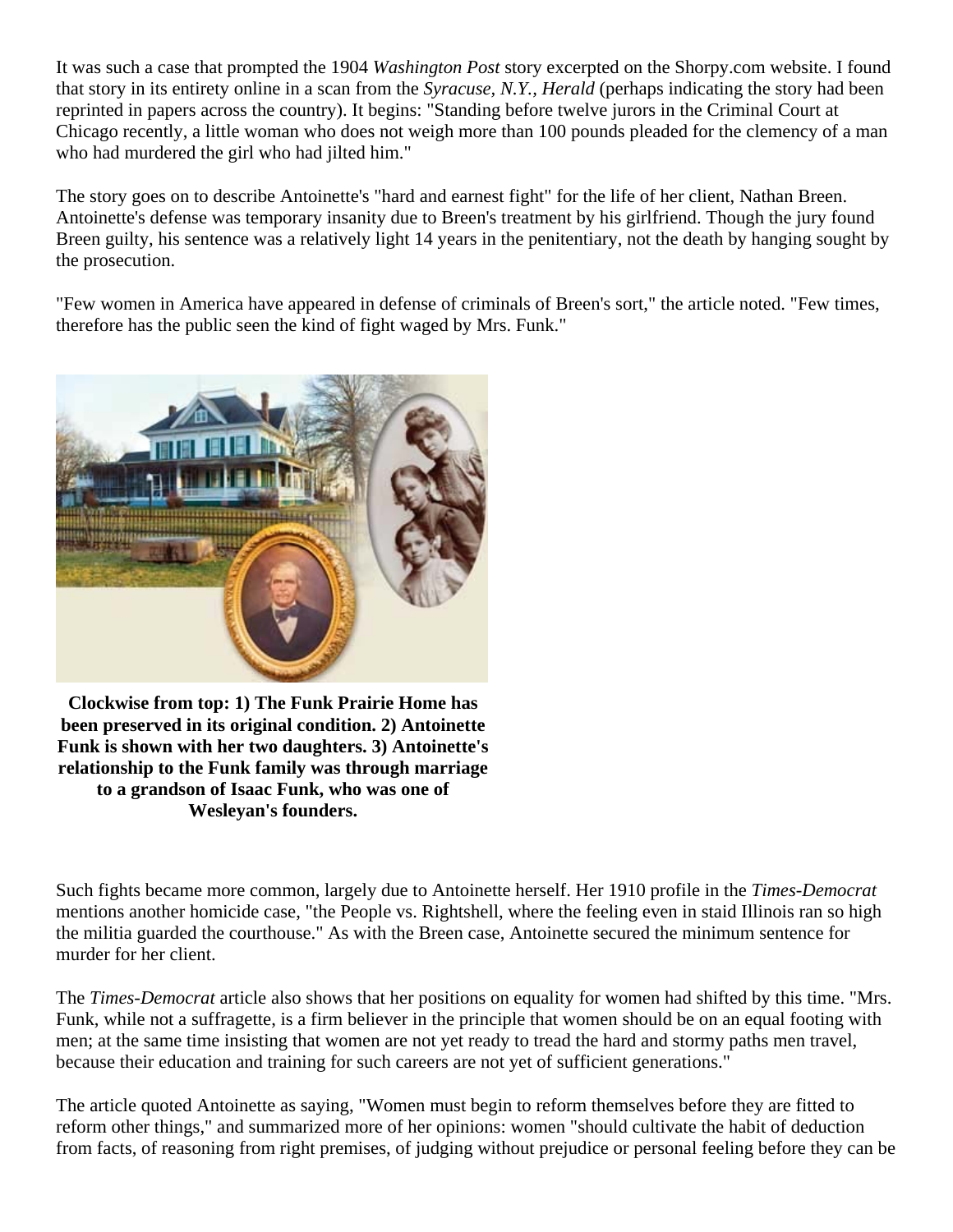It was such a case that prompted the 1904 *Washington Post* story excerpted on the Shorpy.com website. I found that story in its entirety online in a scan from the *Syracuse, N.Y., Herald* (perhaps indicating the story had been reprinted in papers across the country). It begins: "Standing before twelve jurors in the Criminal Court at Chicago recently, a little woman who does not weigh more than 100 pounds pleaded for the clemency of a man who had murdered the girl who had jilted him."

The story goes on to describe Antoinette's "hard and earnest fight" for the life of her client, Nathan Breen. Antoinette's defense was temporary insanity due to Breen's treatment by his girlfriend. Though the jury found Breen guilty, his sentence was a relatively light 14 years in the penitentiary, not the death by hanging sought by the prosecution.

"Few women in America have appeared in defense of criminals of Breen's sort," the article noted. "Few times, therefore has the public seen the kind of fight waged by Mrs. Funk."

**Clockwise from top: 1) The Funk Prairie Home has been preserved in its original condition. 2) Antoinette Funk is shown with her two daughters. 3) Antoinette's relationship to the Funk family was through marriage to a grandson of Isaac Funk, who was one of Wesleyan's founders.**

Such fights became more common, largely due to Antoinette herself. Her 1910 profile in the *Times-Democrat* mentions another homicide case, "the People vs. Rightshell, where the feeling even in staid Illinois ran so high the militia guarded the courthouse." As with the Breen case, Antoinette secured the minimum sentence for murder for her client.

The *Times-Democrat* article also shows that her positions on equality for women had shifted by this time. "Mrs. Funk, while not a suffragette, is a firm believer in the principle that women should be on an equal footing with men; at the same time insisting that women are not yet ready to tread the hard and stormy paths men travel, because their education and training for such careers are not yet of sufficient generations."

The article quoted Antoinette as saying, "Women must begin to reform themselves before they are fitted to reform other things," and summarized more of her opinions: women "should cultivate the habit of deduction from facts, of reasoning from right premises, of judging without prejudice or personal feeling before they can be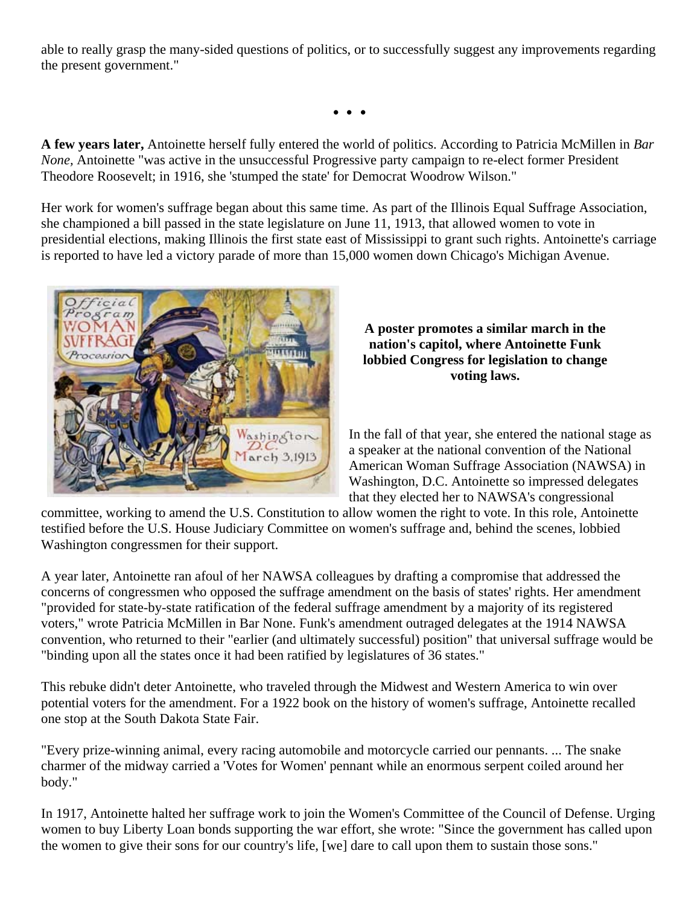able to really grasp the many-sided questions of politics, or to successfully suggest any improvements regarding the present government."

• • •

**A few years later,** Antoinette herself fully entered the world of politics. According to Patricia McMillen in *Bar None,* Antoinette "was active in the unsuccessful Progressive party campaign to re-elect former President Theodore Roosevelt; in 1916, she 'stumped the state' for Democrat Woodrow Wilson."

Her work for women's suffrage began about this same time. As part of the Illinois Equal Suffrage Association, she championed a bill passed in the state legislature on June 11, 1913, that allowed women to vote in presidential elections, making Illinois the first state east of Mississippi to grant such rights. Antoinette's carriage is reported to have led a victory parade of more than 15,000 women down Chicago's Michigan Avenue.

**A poster promotes a similar march in the nation's capitol, where Antoinette Funk lobbied Congress for legislation to change voting laws.**

In the fall of that year, she entered the national stage as a speaker at the national convention of the National American Woman Suffrage Association (NAWSA) in Washington, D.C. Antoinette so impressed delegates that they elected her to NAWSA's congressional committee, working to amend the U.S. Constitution to allow women the right to vote. In this role, Antoinette testified before the U.S. House Judiciary Committee on women's suffrage and, behind the scenes, lobbied Washington congressmen for their support.

A year later, Antoinette ran afoul of her NAWSA colleagues by drafting a compromise that addressed the concerns of congressmen who opposed the suffrage amendment on the basis of states' rights. Her amendment "provided for state-by-state ratification of the federal suffrage amendment by a majority of its registered voters," wrote Patricia McMillen in Bar None. Funk's amendment outraged delegates at the 1914 NAWSA convention, who returned to their "earlier (and ultimately successful) position" that universal suffrage would be "binding upon all the states once it had been ratified by legislatures of 36 states."

This rebuke didn't deter Antoinette, who traveled through the Midwest and Western America to win over potential voters for the amendment. For a 1922 book on the history of women's suffrage, Antoinette recalled one stop at the South Dakota State Fair.

"Every prize-winning animal, every racing automobile and motorcycle carried our pennants. ... The snake charmer of the midway carried a 'Votes for Women' pennant while an enormous serpent coiled around her body."

In 1917, Antoinette halted her suffrage work to join the Women's Committee of the Council of Defense. Urging women to buy Liberty Loan bonds supporting the war effort, she wrote: "Since the government has called upon the women to give their sons for our country's life, [we] dare to call upon them to sustain those sons."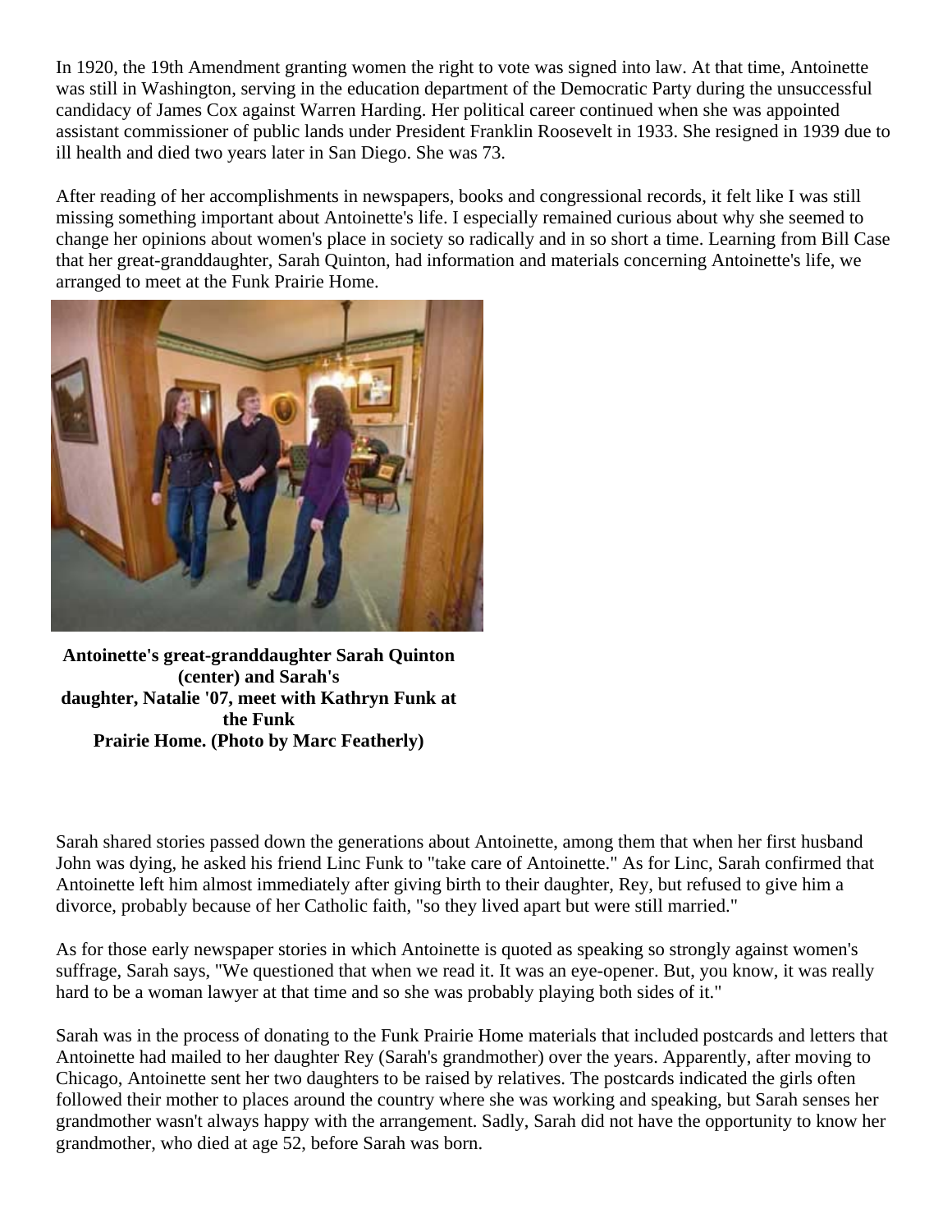In 1920, the 19th Amendment granting women the right to vote was signed into law. At that time, Antoinette was still in Washington, serving in the education department of the Democratic Party during the unsuccessful candidacy of James Cox against Warren Harding. Her political career continued when she was appointed assistant commissioner of public lands under President Franklin Roosevelt in 1933. She resigned in 1939 due to ill health and died two years later in San Diego. She was 73.

After reading of her accomplishments in newspapers, books and congressional records, it felt like I was still missing something important about Antoinette's life. I especially remained curious about why she seemed to change her opinions about women's place in society so radically and in so short a time. Learning from Bill Case that her great-granddaughter, Sarah Quinton, had information and materials concerning Antoinette's life, we arranged to meet at the Funk Prairie Home.

**Antoinette's great-granddaughter Sarah Quinton (center) and Sarah's daughter, Natalie '07, meet with Kathryn Funk at the Funk Prairie Home. (Photo by Marc Featherly)**

Sarah shared stories passed down the generations about Antoinette, among them that when her first husband John was dying, he asked his friend Linc Funk to "take care of Antoinette." As for Linc, Sarah confirmed that Antoinette left him almost immediately after giving birth to their daughter, Rey, but refused to give him a divorce, probably because of her Catholic faith, "so they lived apart but were still married."

As for those early newspaper stories in which Antoinette is quoted as speaking so strongly against women's suffrage, Sarah says, "We questioned that when we read it. It was an eye-opener. But, you know, it was really hard to be a woman lawyer at that time and so she was probably playing both sides of it."

Sarah was in the process of donating to the Funk Prairie Home materials that included postcards and letters that Antoinette had mailed to her daughter Rey (Sarah's grandmother) over the years. Apparently, after moving to Chicago, Antoinette sent her two daughters to be raised by relatives. The postcards indicated the girls often followed their mother to places around the country where she was working and speaking, but Sarah senses her grandmother wasn't always happy with the arrangement. Sadly, Sarah did not have the opportunity to know her grandmother, who died at age 52, before Sarah was born.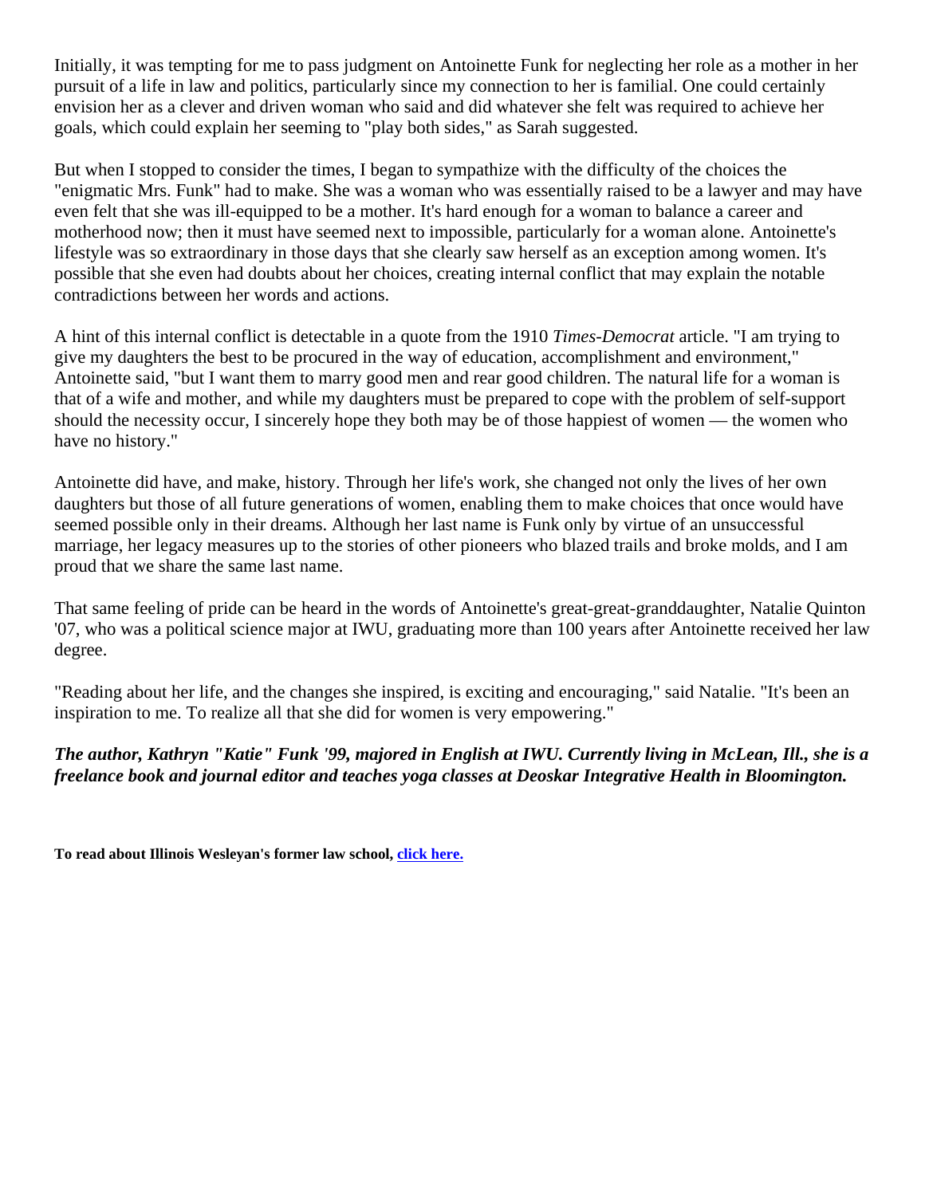Initially, it was tempting for me to pass judgment on Antoinette Funk for neglecting her role as a mother in her pursuit of a life in law and politics, particularly since my connection to her is familial. One could certainly envision her as a clever and driven woman who said and did whatever she felt was required to achieve her goals, which could explain her seeming to "play both sides," as Sarah suggested.

But when I stopped to consider the times, I began to sympathize with the difficulty of the choices the "enigmatic Mrs. Funk" had to make. She was a woman who was essentially raised to be a lawyer and may have even felt that she was ill-equipped to be a mother. It's hard enough for a woman to balance a career and motherhood now; then it must have seemed next to impossible, particularly for a woman alone. Antoinette's lifestyle was so extraordinary in those days that she clearly saw herself as an exception among women. It's possible that she even had doubts about her choices, creating internal conflict that may explain the notable contradictions between her words and actions.

A hint of this internal conflict is detectable in a quote from the 1910 *Times-Democrat* article. "I am trying to give my daughters the best to be procured in the way of education, accomplishment and environment," Antoinette said, "but I want them to marry good men and rear good children. The natural life for a woman is that of a wife and mother, and while my daughters must be prepared to cope with the problem of self-support should the necessity occur, I sincerely hope they both may be of those happiest of women — the women who have no history."

Antoinette did have, and make, history. Through her life's work, she changed not only the lives of her own daughters but those of all future generations of women, enabling them to make choices that once would have seemed possible only in their dreams. Although her last name is Funk only by virtue of an unsuccessful marriage, her legacy measures up to the stories of other pioneers who blazed trails and broke molds, and I am proud that we share the same last name.

That same feeling of pride can be heard in the words of Antoinette's great-great-granddaughter, Natalie Quinton '07, who was a political science major at IWU, graduating more than 100 years after Antoinette received her law degree.

"Reading about her life, and the changes she inspired, is exciting and encouraging," said Natalie. "It's been an inspiration to me. To realize all that she did for women is very empowering."

***The author, Kathryn "Katie" Funk '99, majored in English at IWU. Currently living in McLean, Ill., she is a freelance book and journal editor and teaches yoga classes at Deoskar Integrative Health in Bloomington.***

**To read about Illinois Wesleyan's former law school, click here.**